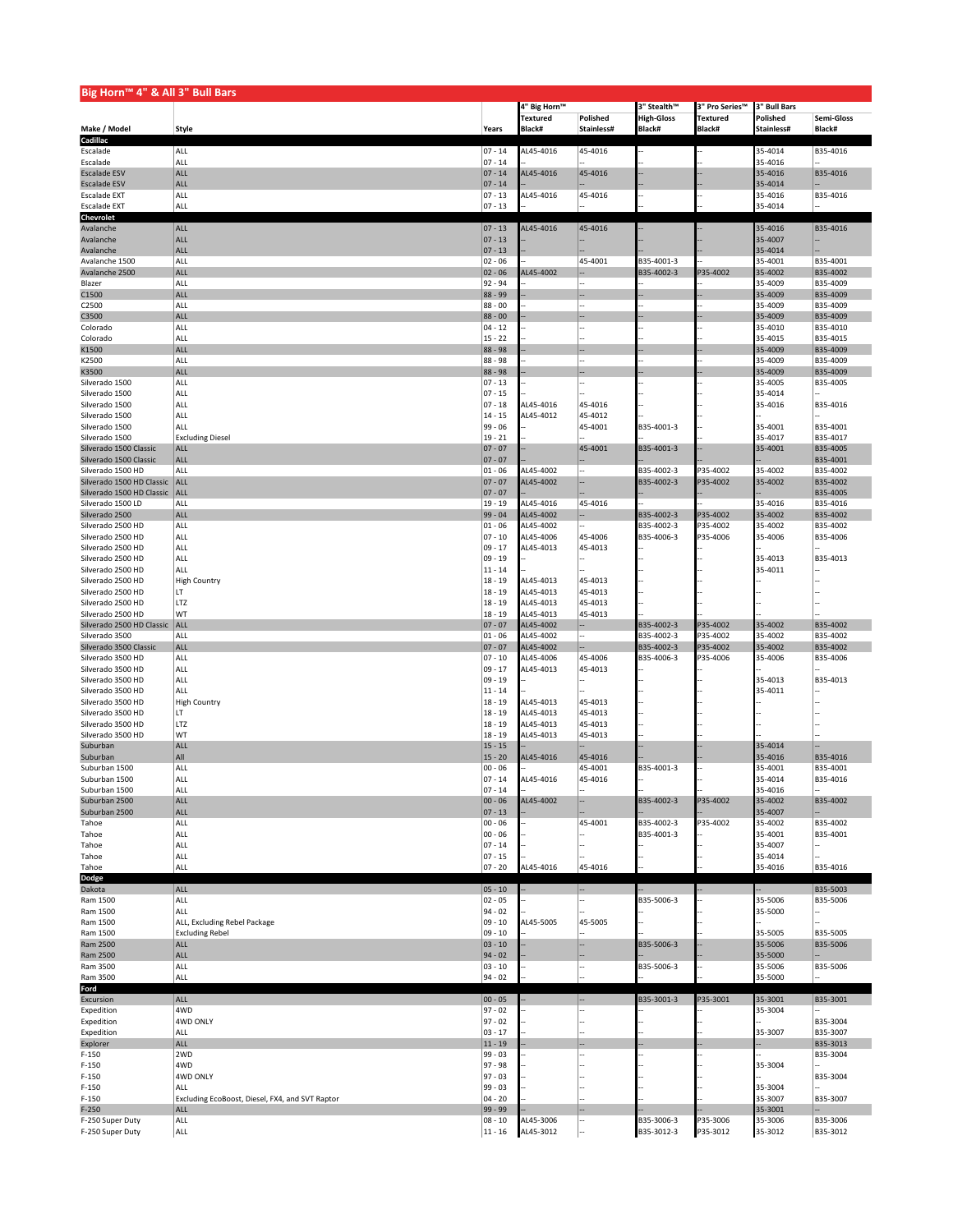## Big Horn™ 4" & All 3" Bull Bars

| Make / Model | Style | Years | 4" Big Horn™ Textured Black# | Polished Stainless# | 3" Stealth™ High-Gloss Black# | 3" Pro Series™ Textured Black# | 3" Bull Bars Polished Stainless# | Semi-Gloss Black# |
|---|---|---|---|---|---|---|---|---|
| **Cadillac** | | | | | | | | |
| Escalade | ALL | 07 - 14 | AL45-4016 | 45-4016 | -- | -- | 35-4014 | B35-4016 |
| Escalade | ALL | 07 - 14 | -- | -- | -- | -- | 35-4016 | -- |
| Escalade ESV | ALL | 07 - 14 | AL45-4016 | 45-4016 | -- | -- | 35-4016 | B35-4016 |
| Escalade ESV | ALL | 07 - 14 | -- | -- | -- | -- | 35-4014 | -- |
| Escalade EXT | ALL | 07 - 13 | AL45-4016 | 45-4016 | -- | -- | 35-4016 | B35-4016 |
| Escalade EXT | ALL | 07 - 13 | -- | -- | -- | -- | 35-4014 | -- |
| **Chevrolet** | | | | | | | | |
| Avalanche | ALL | 07 - 13 | AL45-4016 | 45-4016 | -- | -- | 35-4016 | B35-4016 |
| Avalanche | ALL | 07 - 13 | -- | -- | -- | -- | 35-4007 | -- |
| Avalanche | ALL | 07 - 13 | -- | -- | -- | -- | 35-4014 | -- |
| Avalanche 1500 | ALL | 02 - 06 | -- | 45-4001 | B35-4001-3 | -- | 35-4001 | B35-4001 |
| Avalanche 2500 | ALL | 02 - 06 | AL45-4002 | -- | B35-4002-3 | P35-4002 | 35-4002 | B35-4002 |
| Blazer | ALL | 92 - 94 | -- | -- | -- | -- | 35-4009 | B35-4009 |
| C1500 | ALL | 88 - 99 | -- | -- | -- | -- | 35-4009 | B35-4009 |
| C2500 | ALL | 88 - 00 | -- | -- | -- | -- | 35-4009 | B35-4009 |
| C3500 | ALL | 88 - 00 | -- | -- | -- | -- | 35-4009 | B35-4009 |
| Colorado | ALL | 04 - 12 | -- | -- | -- | -- | 35-4010 | B35-4010 |
| Colorado | ALL | 15 - 22 | -- | -- | -- | -- | 35-4015 | B35-4015 |
| K1500 | ALL | 88 - 98 | -- | -- | -- | -- | 35-4009 | B35-4009 |
| K2500 | ALL | 88 - 98 | -- | -- | -- | -- | 35-4009 | B35-4009 |
| K3500 | ALL | 88 - 98 | -- | -- | -- | -- | 35-4009 | B35-4009 |
| Silverado 1500 | ALL | 07 - 13 | -- | -- | -- | -- | 35-4005 | B35-4005 |
| Silverado 1500 | ALL | 07 - 15 | -- | -- | -- | -- | 35-4014 | -- |
| Silverado 1500 | ALL | 07 - 18 | AL45-4016 | 45-4016 | -- | -- | 35-4016 | B35-4016 |
| Silverado 1500 | ALL | 14 - 15 | AL45-4012 | 45-4012 | -- | -- | -- | -- |
| Silverado 1500 | ALL | 99 - 06 | -- | 45-4001 | B35-4001-3 | -- | 35-4001 | B35-4001 |
| Silverado 1500 | Excluding Diesel | 19 - 21 | -- | -- | -- | -- | 35-4017 | B35-4017 |
| Silverado 1500 Classic | ALL | 07 - 07 | -- | 45-4001 | B35-4001-3 | -- | 35-4001 | B35-4005 |
| Silverado 1500 Classic | ALL | 07 - 07 | -- | -- | -- | -- | -- | B35-4001 |
| Silverado 1500 HD | ALL | 01 - 06 | AL45-4002 | -- | B35-4002-3 | P35-4002 | 35-4002 | B35-4002 |
| Silverado 1500 HD Classic | ALL | 07 - 07 | AL45-4002 | -- | B35-4002-3 | P35-4002 | 35-4002 | B35-4002 |
| Silverado 1500 HD Classic | ALL | 07 - 07 | -- | -- | -- | -- | -- | B35-4005 |
| Silverado 1500 LD | ALL | 19 - 19 | AL45-4016 | 45-4016 | -- | -- | 35-4016 | B35-4016 |
| Silverado 2500 | ALL | 99 - 04 | AL45-4002 | -- | B35-4002-3 | P35-4002 | 35-4002 | B35-4002 |
| Silverado 2500 HD | ALL | 01 - 06 | AL45-4002 | -- | B35-4002-3 | P35-4002 | 35-4002 | B35-4002 |
| Silverado 2500 HD | ALL | 07 - 10 | AL45-4006 | 45-4006 | B35-4006-3 | P35-4006 | 35-4006 | B35-4006 |
| Silverado 2500 HD | ALL | 09 - 17 | AL45-4013 | 45-4013 | -- | -- | -- | -- |
| Silverado 2500 HD | ALL | 09 - 19 | -- | -- | -- | -- | 35-4013 | B35-4013 |
| Silverado 2500 HD | ALL | 11 - 14 | -- | -- | -- | -- | 35-4011 | -- |
| Silverado 2500 HD | High Country | 18 - 19 | AL45-4013 | 45-4013 | -- | -- | -- | -- |
| Silverado 2500 HD | LT | 18 - 19 | AL45-4013 | 45-4013 | -- | -- | -- | -- |
| Silverado 2500 HD | LTZ | 18 - 19 | AL45-4013 | 45-4013 | -- | -- | -- | -- |
| Silverado 2500 HD | WT | 18 - 19 | AL45-4013 | 45-4013 | -- | -- | -- | -- |
| Silverado 2500 HD Classic | ALL | 07 - 07 | AL45-4002 | -- | B35-4002-3 | P35-4002 | 35-4002 | B35-4002 |
| Silverado 3500 | ALL | 01 - 06 | AL45-4002 | -- | B35-4002-3 | P35-4002 | 35-4002 | B35-4002 |
| Silverado 3500 Classic | ALL | 07 - 07 | AL45-4002 | -- | B35-4002-3 | P35-4002 | 35-4002 | B35-4002 |
| Silverado 3500 HD | ALL | 07 - 10 | AL45-4006 | 45-4006 | B35-4006-3 | P35-4006 | 35-4006 | B35-4006 |
| Silverado 3500 HD | ALL | 09 - 17 | AL45-4013 | 45-4013 | -- | -- | -- | -- |
| Silverado 3500 HD | ALL | 09 - 19 | -- | -- | -- | -- | 35-4013 | B35-4013 |
| Silverado 3500 HD | ALL | 11 - 14 | -- | -- | -- | -- | 35-4011 | -- |
| Silverado 3500 HD | High Country | 18 - 19 | AL45-4013 | 45-4013 | -- | -- | -- | -- |
| Silverado 3500 HD | LT | 18 - 19 | AL45-4013 | 45-4013 | -- | -- | -- | -- |
| Silverado 3500 HD | LTZ | 18 - 19 | AL45-4013 | 45-4013 | -- | -- | -- | -- |
| Silverado 3500 HD | WT | 18 - 19 | AL45-4013 | 45-4013 | -- | -- | -- | -- |
| Suburban | ALL | 15 - 15 | -- | -- | -- | -- | 35-4014 | -- |
| Suburban | All | 15 - 20 | AL45-4016 | 45-4016 | -- | -- | 35-4016 | B35-4016 |
| Suburban 1500 | ALL | 00 - 06 | -- | 45-4001 | B35-4001-3 | -- | 35-4001 | B35-4001 |
| Suburban 1500 | ALL | 07 - 14 | AL45-4016 | 45-4016 | -- | -- | 35-4014 | B35-4016 |
| Suburban 1500 | ALL | 07 - 14 | -- | -- | -- | -- | 35-4016 | -- |
| Suburban 2500 | ALL | 00 - 06 | AL45-4002 | -- | B35-4002-3 | P35-4002 | 35-4002 | B35-4002 |
| Suburban 2500 | ALL | 07 - 13 | -- | -- | -- | -- | 35-4007 | -- |
| Tahoe | ALL | 00 - 06 | -- | 45-4001 | B35-4002-3 | P35-4002 | 35-4002 | B35-4002 |
| Tahoe | ALL | 00 - 06 | -- | -- | B35-4001-3 | -- | 35-4001 | B35-4001 |
| Tahoe | ALL | 07 - 14 | -- | -- | -- | -- | 35-4007 | -- |
| Tahoe | ALL | 07 - 15 | -- | -- | -- | -- | 35-4014 | -- |
| Tahoe | ALL | 07 - 20 | AL45-4016 | 45-4016 | -- | -- | 35-4016 | B35-4016 |
| **Dodge** | | | | | | | | |
| Dakota | ALL | 05 - 10 | -- | -- | -- | -- | -- | B35-5003 |
| Ram 1500 | ALL | 02 - 05 | -- | -- | B35-5006-3 | -- | 35-5006 | B35-5006 |
| Ram 1500 | ALL | 94 - 02 | -- | -- | -- | -- | 35-5000 | -- |
| Ram 1500 | ALL, Excluding Rebel Package | 09 - 10 | AL45-5005 | 45-5005 | -- | -- | -- | -- |
| Ram 1500 | Excluding Rebel | 09 - 10 | -- | -- | -- | -- | 35-5005 | B35-5005 |
| Ram 2500 | ALL | 03 - 10 | -- | -- | B35-5006-3 | -- | 35-5006 | B35-5006 |
| Ram 2500 | ALL | 94 - 02 | -- | -- | -- | -- | 35-5000 | -- |
| Ram 3500 | ALL | 03 - 10 | -- | -- | B35-5006-3 | -- | 35-5006 | B35-5006 |
| Ram 3500 | ALL | 94 - 02 | -- | -- | -- | -- | 35-5000 | -- |
| **Ford** | | | | | | | | |
| Excursion | ALL | 00 - 05 | -- | -- | B35-3001-3 | P35-3001 | 35-3001 | B35-3001 |
| Expedition | 4WD | 97 - 02 | -- | -- | -- | -- | 35-3004 | -- |
| Expedition | 4WD ONLY | 97 - 02 | -- | -- | -- | -- | -- | B35-3004 |
| Expedition | ALL | 03 - 17 | -- | -- | -- | -- | 35-3007 | B35-3007 |
| Explorer | ALL | 11 - 19 | -- | -- | -- | -- | -- | B35-3013 |
| F-150 | 2WD | 99 - 03 | -- | -- | -- | -- | -- | B35-3004 |
| F-150 | 4WD | 97 - 98 | -- | -- | -- | -- | 35-3004 | -- |
| F-150 | 4WD ONLY | 97 - 03 | -- | -- | -- | -- | -- | B35-3004 |
| F-150 | ALL | 99 - 03 | -- | -- | -- | -- | 35-3004 | -- |
| F-150 | Excluding EcoBoost, Diesel, FX4, and SVT Raptor | 04 - 20 | -- | -- | -- | -- | 35-3007 | B35-3007 |
| F-250 | ALL | 99 - 99 | -- | -- | -- | -- | 35-3001 | -- |
| F-250 Super Duty | ALL | 08 - 10 | AL45-3006 | -- | B35-3006-3 | P35-3006 | 35-3006 | B35-3006 |
| F-250 Super Duty | ALL | 11 - 16 | AL45-3012 | -- | B35-3012-3 | P35-3012 | 35-3012 | B35-3012 |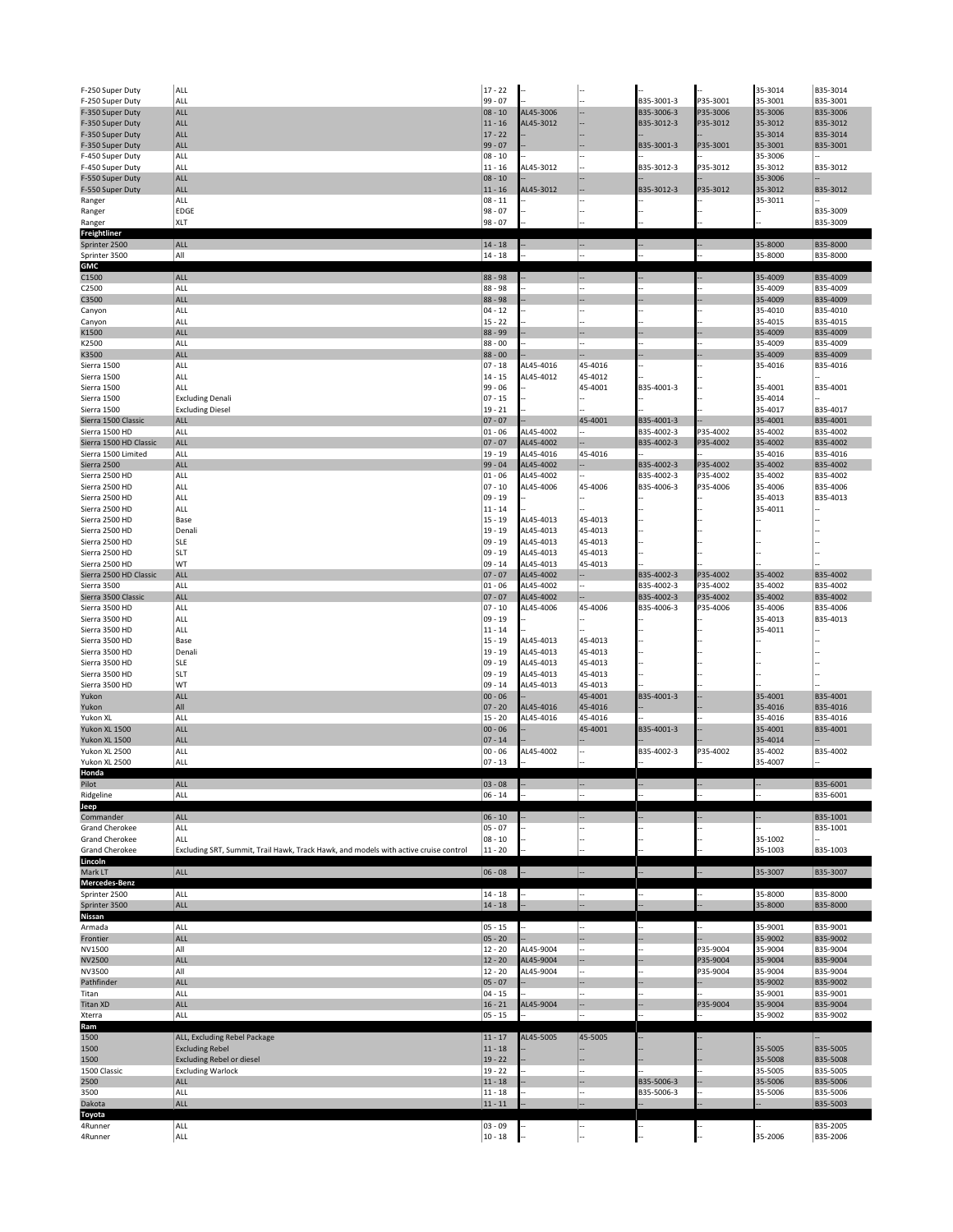| | | | | | | | | |
|---|---|---|---|---|---|---|---|---|
| F-250 Super Duty | ALL | 17 - 22 | -- | -- | -- | -- | 35-3014 | B35-3014 |
| F-250 Super Duty | ALL | 99 - 07 | -- | -- | B35-3001-3 | P35-3001 | 35-3001 | B35-3001 |
| F-350 Super Duty | ALL | 08 - 10 | AL45-3006 | -- | B35-3006-3 | P35-3006 | 35-3006 | B35-3006 |
| F-350 Super Duty | ALL | 11 - 16 | AL45-3012 | -- | B35-3012-3 | P35-3012 | 35-3012 | B35-3012 |
| F-350 Super Duty | ALL | 17 - 22 | -- | -- | -- | -- | 35-3014 | B35-3014 |
| F-350 Super Duty | ALL | 99 - 07 | -- | -- | B35-3001-3 | P35-3001 | 35-3001 | B35-3001 |
| F-450 Super Duty | ALL | 08 - 10 | -- | -- | -- | -- | 35-3006 | -- |
| F-450 Super Duty | ALL | 11 - 16 | AL45-3012 | -- | B35-3012-3 | P35-3012 | 35-3012 | B35-3012 |
| F-550 Super Duty | ALL | 08 - 10 | -- | -- | -- | -- | 35-3006 | -- |
| F-550 Super Duty | ALL | 11 - 16 | AL45-3012 | -- | B35-3012-3 | P35-3012 | 35-3012 | B35-3012 |
| Ranger | ALL | 08 - 11 | -- | -- | -- | -- | 35-3011 | -- |
| Ranger | EDGE | 98 - 07 | -- | -- | -- | -- | -- | B35-3009 |
| Ranger | XLT | 98 - 07 | -- | -- | -- | -- | -- | B35-3009 |
| **Freightliner** | | | | | | | | |
| Sprinter 2500 | ALL | 14 - 18 | -- | -- | -- | -- | 35-8000 | B35-8000 |
| Sprinter 3500 | All | 14 - 18 | -- | -- | -- | -- | 35-8000 | B35-8000 |
| **GMC** | | | | | | | | |
| C1500 | ALL | 88 - 98 | -- | -- | -- | -- | 35-4009 | B35-4009 |
| C2500 | ALL | 88 - 98 | -- | -- | -- | -- | 35-4009 | B35-4009 |
| C3500 | ALL | 88 - 98 | -- | -- | -- | -- | 35-4009 | B35-4009 |
| Canyon | ALL | 04 - 12 | -- | -- | -- | -- | 35-4010 | B35-4010 |
| Canyon | ALL | 15 - 22 | -- | -- | -- | -- | 35-4015 | B35-4015 |
| K1500 | ALL | 88 - 99 | -- | -- | -- | -- | 35-4009 | B35-4009 |
| K2500 | ALL | 88 - 00 | -- | -- | -- | -- | 35-4009 | B35-4009 |
| K3500 | ALL | 88 - 00 | -- | -- | -- | -- | 35-4009 | B35-4009 |
| Sierra 1500 | ALL | 07 - 18 | AL45-4016 | 45-4016 | -- | -- | 35-4016 | B35-4016 |
| Sierra 1500 | ALL | 14 - 15 | AL45-4012 | 45-4012 | -- | -- | -- | -- |
| Sierra 1500 | ALL | 99 - 06 | -- | 45-4001 | B35-4001-3 | -- | 35-4001 | B35-4001 |
| Sierra 1500 | Excluding Denali | 07 - 15 | -- | -- | -- | -- | 35-4014 | -- |
| Sierra 1500 | Excluding Diesel | 19 - 21 | -- | -- | -- | -- | 35-4017 | B35-4017 |
| Sierra 1500 Classic | ALL | 07 - 07 | -- | 45-4001 | B35-4001-3 | -- | 35-4001 | B35-4001 |
| Sierra 1500 HD | ALL | 01 - 06 | AL45-4002 | -- | B35-4002-3 | P35-4002 | 35-4002 | B35-4002 |
| Sierra 1500 HD Classic | ALL | 07 - 07 | AL45-4002 | -- | B35-4002-3 | P35-4002 | 35-4002 | B35-4002 |
| Sierra 1500 Limited | ALL | 19 - 19 | AL45-4016 | 45-4016 | -- | -- | 35-4016 | B35-4016 |
| Sierra 2500 | ALL | 99 - 04 | AL45-4002 | -- | B35-4002-3 | P35-4002 | 35-4002 | B35-4002 |
| Sierra 2500 HD | ALL | 01 - 06 | AL45-4002 | -- | B35-4002-3 | P35-4002 | 35-4002 | B35-4002 |
| Sierra 2500 HD | ALL | 07 - 10 | AL45-4006 | 45-4006 | B35-4006-3 | P35-4006 | 35-4006 | B35-4006 |
| Sierra 2500 HD | ALL | 09 - 19 | -- | -- | -- | -- | 35-4013 | B35-4013 |
| Sierra 2500 HD | ALL | 11 - 14 | -- | -- | -- | -- | 35-4011 | -- |
| Sierra 2500 HD | Base | 15 - 19 | AL45-4013 | 45-4013 | -- | -- | -- | -- |
| Sierra 2500 HD | Denali | 19 - 19 | AL45-4013 | 45-4013 | -- | -- | -- | -- |
| Sierra 2500 HD | SLE | 09 - 19 | AL45-4013 | 45-4013 | -- | -- | -- | -- |
| Sierra 2500 HD | SLT | 09 - 19 | AL45-4013 | 45-4013 | -- | -- | -- | -- |
| Sierra 2500 HD | WT | 09 - 14 | AL45-4013 | 45-4013 | -- | -- | -- | -- |
| Sierra 2500 HD Classic | ALL | 07 - 07 | AL45-4002 | -- | B35-4002-3 | P35-4002 | 35-4002 | B35-4002 |
| Sierra 3500 | ALL | 01 - 06 | AL45-4002 | -- | B35-4002-3 | P35-4002 | 35-4002 | B35-4002 |
| Sierra 3500 Classic | ALL | 07 - 07 | AL45-4002 | -- | B35-4002-3 | P35-4002 | 35-4002 | B35-4002 |
| Sierra 3500 HD | ALL | 07 - 10 | AL45-4006 | 45-4006 | B35-4006-3 | P35-4006 | 35-4006 | B35-4006 |
| Sierra 3500 HD | ALL | 09 - 19 | -- | -- | -- | -- | 35-4013 | B35-4013 |
| Sierra 3500 HD | ALL | 11 - 14 | -- | -- | -- | -- | 35-4011 | -- |
| Sierra 3500 HD | Base | 15 - 19 | AL45-4013 | 45-4013 | -- | -- | -- | -- |
| Sierra 3500 HD | Denali | 19 - 19 | AL45-4013 | 45-4013 | -- | -- | -- | -- |
| Sierra 3500 HD | SLE | 09 - 19 | AL45-4013 | 45-4013 | -- | -- | -- | -- |
| Sierra 3500 HD | SLT | 09 - 19 | AL45-4013 | 45-4013 | -- | -- | -- | -- |
| Sierra 3500 HD | WT | 09 - 14 | AL45-4013 | 45-4013 | -- | -- | -- | -- |
| Yukon | ALL | 00 - 06 | -- | 45-4001 | B35-4001-3 | -- | 35-4001 | B35-4001 |
| Yukon | All | 07 - 20 | AL45-4016 | 45-4016 | -- | -- | 35-4016 | B35-4016 |
| Yukon XL | ALL | 15 - 20 | AL45-4016 | 45-4016 | -- | -- | 35-4016 | B35-4016 |
| Yukon XL 1500 | ALL | 00 - 06 | -- | 45-4001 | B35-4001-3 | -- | 35-4001 | B35-4001 |
| Yukon XL 1500 | ALL | 07 - 14 | -- | -- | -- | -- | 35-4014 | -- |
| Yukon XL 2500 | ALL | 00 - 06 | AL45-4002 | -- | B35-4002-3 | P35-4002 | 35-4002 | B35-4002 |
| Yukon XL 2500 | ALL | 07 - 13 | -- | -- | -- | -- | 35-4007 | -- |
| **Honda** | | | | | | | | |
| Pilot | ALL | 03 - 08 | -- | -- | -- | -- | -- | B35-6001 |
| Ridgeline | ALL | 06 - 14 | -- | -- | -- | -- | -- | B35-6001 |
| **Jeep** | | | | | | | | |
| Commander | ALL | 06 - 10 | -- | -- | -- | -- | -- | B35-1001 |
| Grand Cherokee | ALL | 05 - 07 | -- | -- | -- | -- | -- | B35-1001 |
| Grand Cherokee | ALL | 08 - 10 | -- | -- | -- | -- | 35-1002 | -- |
| Grand Cherokee | Excluding SRT, Summit, Trail Hawk, Track Hawk, and models with active cruise control | 11 - 20 | -- | -- | -- | -- | 35-1003 | B35-1003 |
| **Lincoln** | | | | | | | | |
| Mark LT | ALL | 06 - 08 | -- | -- | -- | -- | 35-3007 | B35-3007 |
| **Mercedes-Benz** | | | | | | | | |
| Sprinter 2500 | ALL | 14 - 18 | -- | -- | -- | -- | 35-8000 | B35-8000 |
| Sprinter 3500 | ALL | 14 - 18 | -- | -- | -- | -- | 35-8000 | B35-8000 |
| **Nissan** | | | | | | | | |
| Armada | ALL | 05 - 15 | -- | -- | -- | -- | 35-9001 | B35-9001 |
| Frontier | ALL | 05 - 20 | -- | -- | -- | -- | 35-9002 | B35-9002 |
| NV1500 | All | 12 - 20 | AL45-9004 | -- | -- | P35-9004 | 35-9004 | B35-9004 |
| NV2500 | ALL | 12 - 20 | AL45-9004 | -- | -- | P35-9004 | 35-9004 | B35-9004 |
| NV3500 | All | 12 - 20 | AL45-9004 | -- | -- | P35-9004 | 35-9004 | B35-9004 |
| Pathfinder | ALL | 05 - 07 | -- | -- | -- | -- | 35-9002 | B35-9002 |
| Titan | ALL | 04 - 15 | -- | -- | -- | -- | 35-9001 | B35-9001 |
| Titan XD | ALL | 16 - 21 | AL45-9004 | -- | -- | P35-9004 | 35-9004 | B35-9004 |
| Xterra | ALL | 05 - 15 | -- | -- | -- | -- | 35-9002 | B35-9002 |
| **Ram** | | | | | | | | |
| 1500 | ALL, Excluding Rebel Package | 11 - 17 | AL45-5005 | 45-5005 | -- | -- | -- | -- |
| 1500 | Excluding Rebel | 11 - 18 | -- | -- | -- | -- | 35-5005 | B35-5005 |
| 1500 | Excluding Rebel or diesel | 19 - 22 | -- | -- | -- | -- | 35-5008 | B35-5008 |
| 1500 Classic | Excluding Warlock | 19 - 22 | -- | -- | -- | -- | 35-5005 | B35-5005 |
| 2500 | ALL | 11 - 18 | -- | -- | B35-5006-3 | -- | 35-5006 | B35-5006 |
| 3500 | ALL | 11 - 18 | -- | -- | B35-5006-3 | -- | 35-5006 | B35-5006 |
| Dakota | ALL | 11 - 11 | -- | -- | -- | -- | -- | B35-5003 |
| **Toyota** | | | | | | | | |
| 4Runner | ALL | 03 - 09 | -- | -- | -- | -- | -- | B35-2005 |
| 4Runner | ALL | 10 - 18 | -- | -- | -- | -- | 35-2006 | B35-2006 |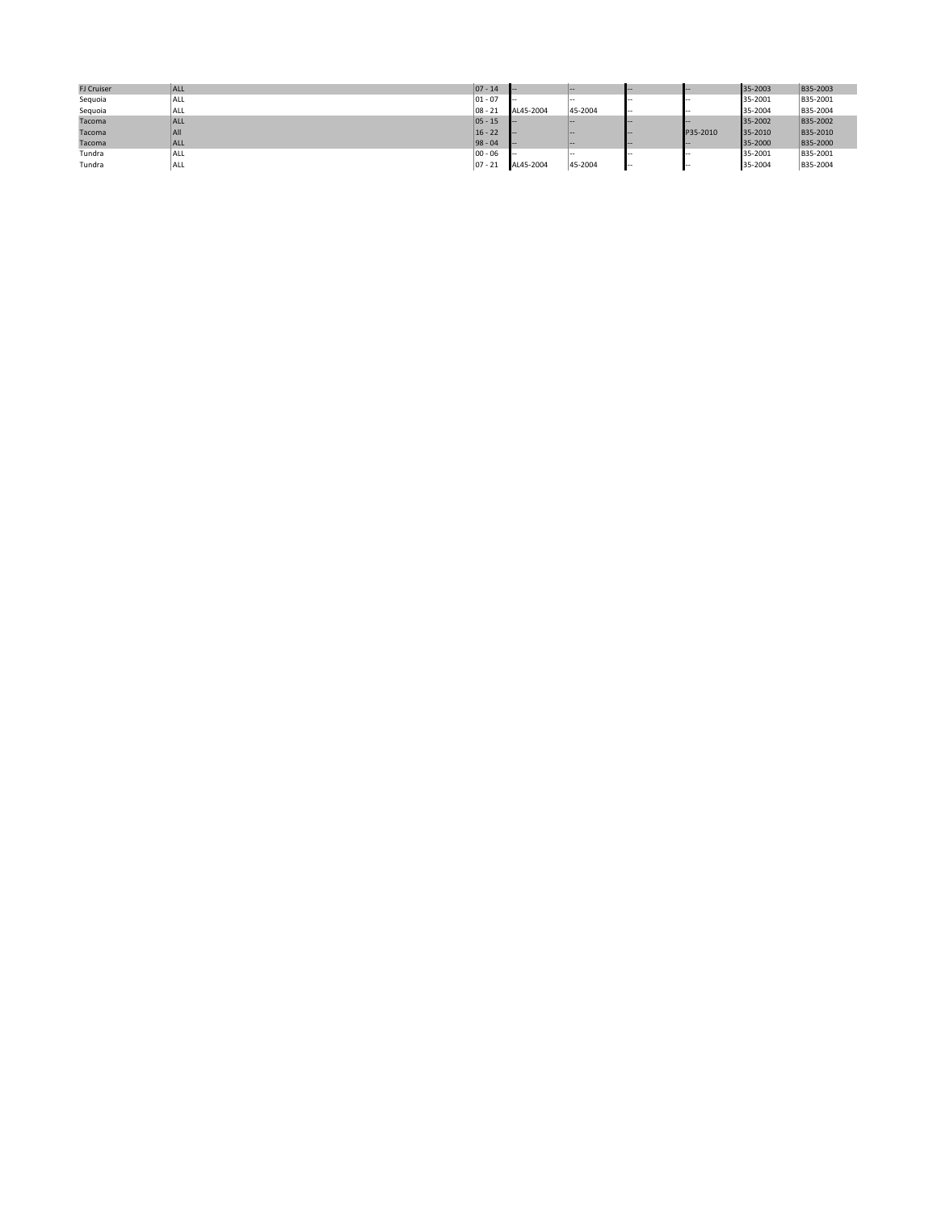| | | | | | | | | |
|---|---|---|---|---|---|---|---|---|
| FJ Cruiser | ALL | 07 - 14 | -- | -- | -- | -- | 35-2003 | B35-2003 |
| Sequoia | ALL | 01 - 07 | -- | -- | -- | -- | 35-2001 | B35-2001 |
| Sequoia | ALL | 08 - 21 | AL45-2004 | 45-2004 | -- | -- | 35-2004 | B35-2004 |
| Tacoma | ALL | 05 - 15 | -- | -- | -- | -- | 35-2002 | B35-2002 |
| Tacoma | All | 16 - 22 | -- | -- | -- | P35-2010 | 35-2010 | B35-2010 |
| Tacoma | ALL | 98 - 04 | -- | -- | -- | -- | 35-2000 | B35-2000 |
| Tundra | ALL | 00 - 06 | -- | -- | -- | -- | 35-2001 | B35-2001 |
| Tundra | ALL | 07 - 21 | AL45-2004 | 45-2004 | -- | -- | 35-2004 | B35-2004 |